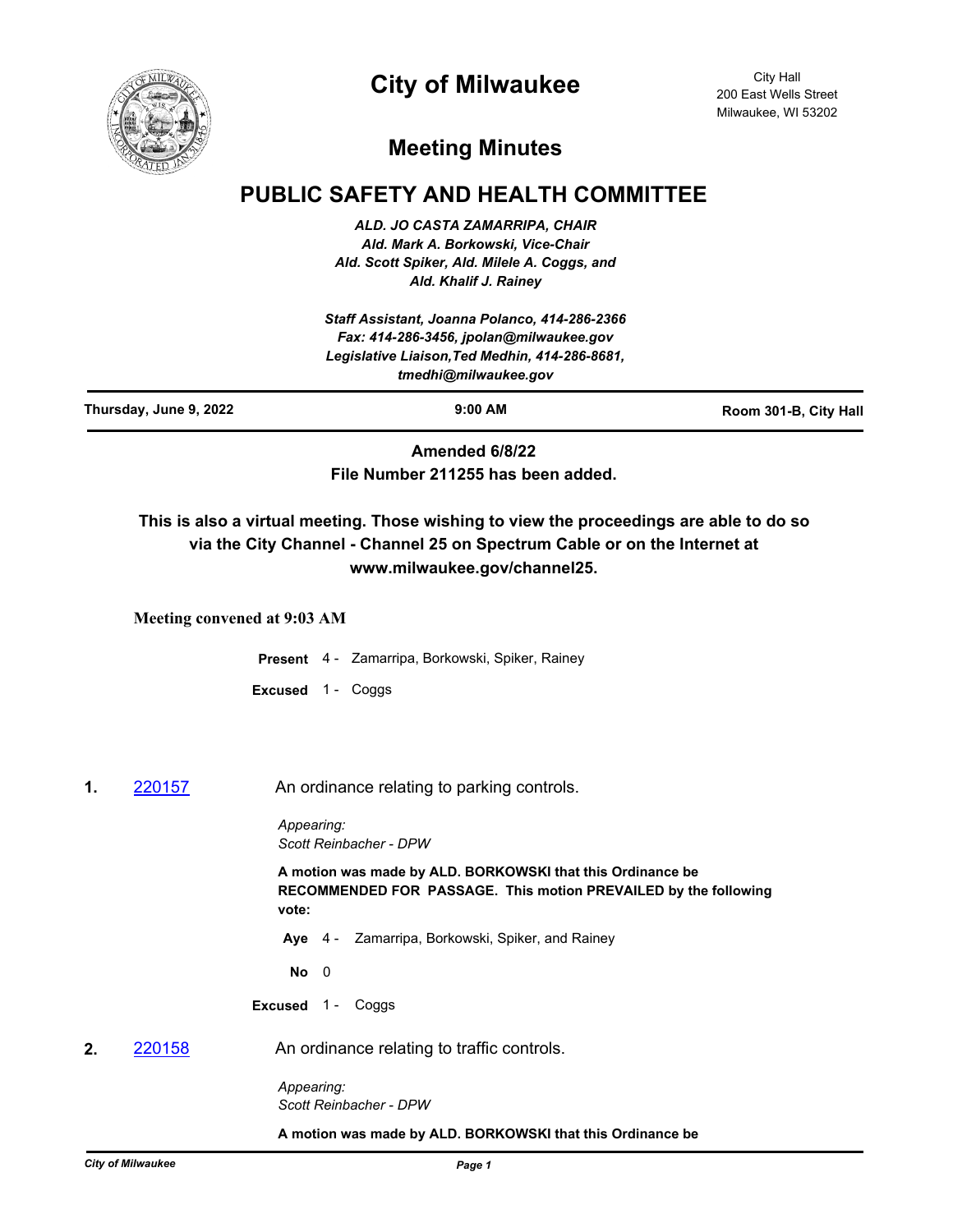# City of Milwaukee

City Hall
200 East Wells Street
Milwaukee, WI 53202

## Meeting Minutes

# PUBLIC SAFETY AND HEALTH COMMITTEE

*ALD. JO CASTA ZAMARRIPA, CHAIR*
*Ald. Mark A. Borkowski, Vice-Chair*
*Ald. Scott Spiker, Ald. Milele A. Coggs, and*
*Ald. Khalif J. Rainey*

*Staff Assistant, Joanna Polanco, 414-286-2366*
*Fax: 414-286-3456, jpolan@milwaukee.gov*
*Legislative Liaison,Ted Medhin, 414-286-8681,*
*tmedhi@milwaukee.gov*

**Thursday, June 9, 2022** | **9:00 AM** | **Room 301-B, City Hall**

**Amended 6/8/22**
**File Number 211255 has been added.**

**This is also a virtual meeting. Those wishing to view the proceedings are able to do so via the City Channel - Channel 25 on Spectrum Cable or on the Internet at www.milwaukee.gov/channel25.**

**Meeting convened at 9:03 AM**

**Present** 4 - Zamarripa, Borkowski, Spiker, Rainey

**Excused** 1 - Coggs

**1.** 220157 An ordinance relating to parking controls.

*Appearing:*
*Scott Reinbacher - DPW*

**A motion was made by ALD. BORKOWSKI that this Ordinance be RECOMMENDED FOR PASSAGE. This motion PREVAILED by the following vote:**

**Aye** 4 - Zamarripa, Borkowski, Spiker, and Rainey

**No** 0

**Excused** 1 - Coggs

**2.** 220158 An ordinance relating to traffic controls.

*Appearing:*
*Scott Reinbacher - DPW*

**A motion was made by ALD. BORKOWSKI that this Ordinance be**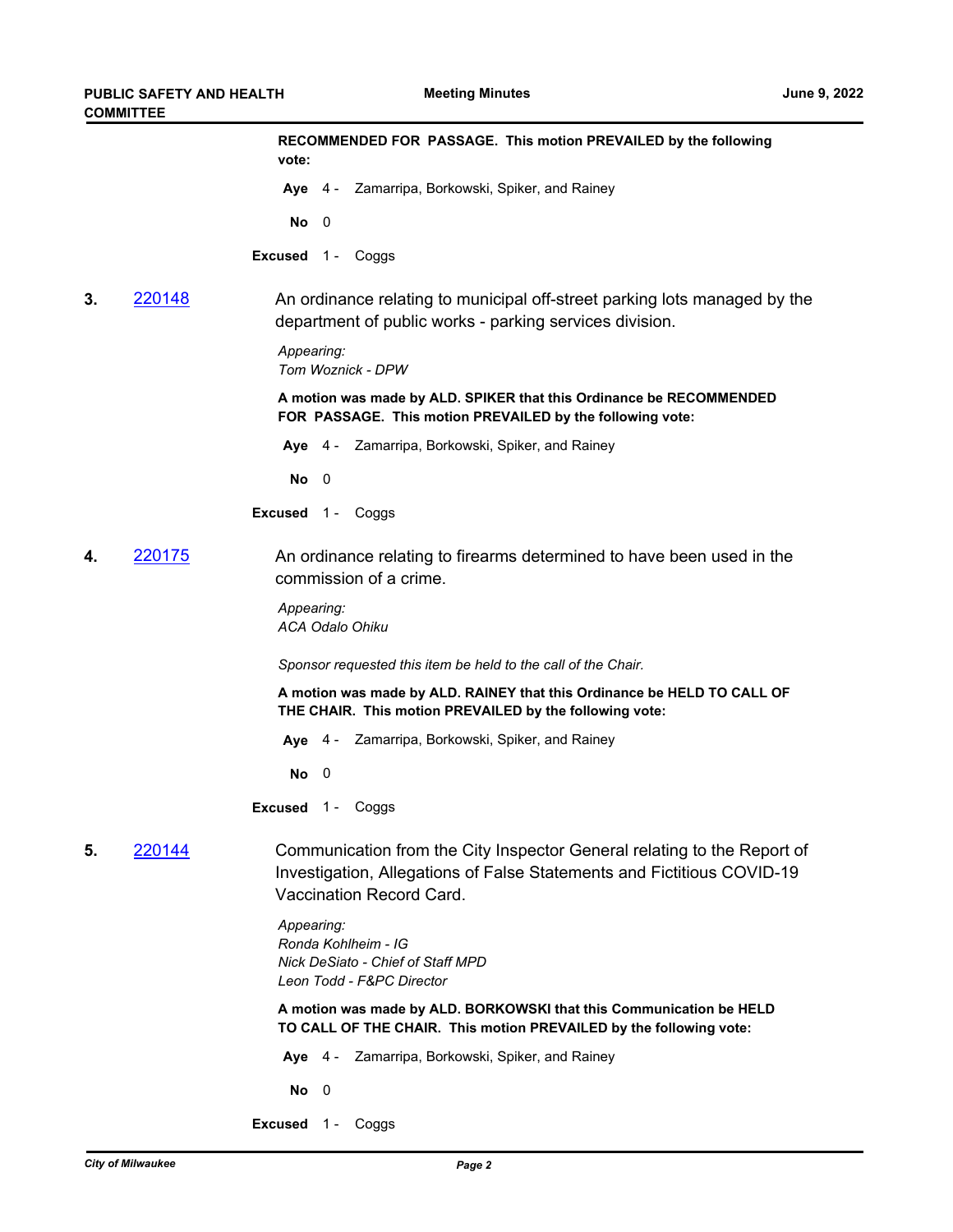**RECOMMENDED FOR PASSAGE. This motion PREVAILED by the following vote:**

**Aye** 4 - Zamarripa, Borkowski, Spiker, and Rainey

**No** 0

**Excused** 1 - Coggs

**3.** [220148](220148)

An ordinance relating to municipal off-street parking lots managed by the department of public works - parking services division.

*Appearing:*
*Tom Woznick - DPW*

**A motion was made by ALD. SPIKER that this Ordinance be RECOMMENDED FOR PASSAGE. This motion PREVAILED by the following vote:**

**Aye** 4 - Zamarripa, Borkowski, Spiker, and Rainey

**No** 0

**Excused** 1 - Coggs

**4.** [220175](220175)

An ordinance relating to firearms determined to have been used in the commission of a crime.

*Appearing:*
*ACA Odalo Ohiku*

*Sponsor requested this item be held to the call of the Chair.*

**A motion was made by ALD. RAINEY that this Ordinance be HELD TO CALL OF THE CHAIR. This motion PREVAILED by the following vote:**

**Aye** 4 - Zamarripa, Borkowski, Spiker, and Rainey

**No** 0

**Excused** 1 - Coggs

**5.** [220144](220144)

Communication from the City Inspector General relating to the Report of Investigation, Allegations of False Statements and Fictitious COVID-19 Vaccination Record Card.

*Appearing:*
*Ronda Kohlheim - IG*
*Nick DeSiato - Chief of Staff MPD*
*Leon Todd - F&PC Director*

**A motion was made by ALD. BORKOWSKI that this Communication be HELD TO CALL OF THE CHAIR. This motion PREVAILED by the following vote:**

**Aye** 4 - Zamarripa, Borkowski, Spiker, and Rainey

**No** 0

**Excused** 1 - Coggs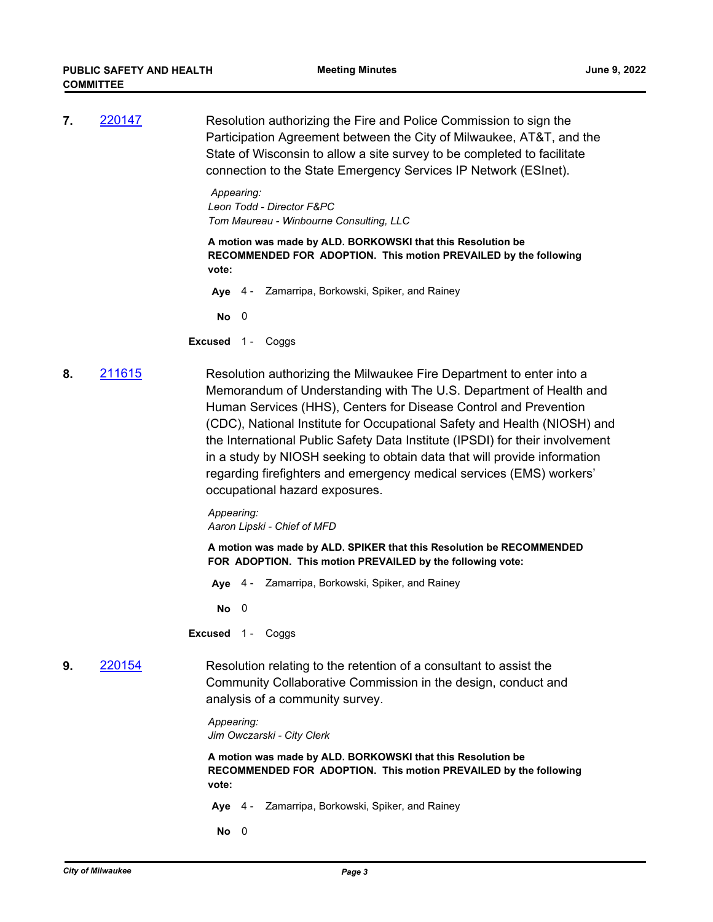**7.** [220147]

Resolution authorizing the Fire and Police Commission to sign the Participation Agreement between the City of Milwaukee, AT&T, and the State of Wisconsin to allow a site survey to be completed to facilitate connection to the State Emergency Services IP Network (ESInet).

*Appearing:*
*Leon Todd - Director F&PC*
*Tom Maureau - Winbourne Consulting, LLC*

**A motion was made by ALD. BORKOWSKI that this Resolution be RECOMMENDED FOR ADOPTION. This motion PREVAILED by the following vote:**

**Aye** 4 - Zamarripa, Borkowski, Spiker, and Rainey

**No** 0

**Excused** 1 - Coggs

**8.** [211615]

Resolution authorizing the Milwaukee Fire Department to enter into a Memorandum of Understanding with The U.S. Department of Health and Human Services (HHS), Centers for Disease Control and Prevention (CDC), National Institute for Occupational Safety and Health (NIOSH) and the International Public Safety Data Institute (IPSDI) for their involvement in a study by NIOSH seeking to obtain data that will provide information regarding firefighters and emergency medical services (EMS) workers' occupational hazard exposures.

*Appearing:*
*Aaron Lipski - Chief of MFD*

**A motion was made by ALD. SPIKER that this Resolution be RECOMMENDED FOR ADOPTION. This motion PREVAILED by the following vote:**

**Aye** 4 - Zamarripa, Borkowski, Spiker, and Rainey

**No** 0

**Excused** 1 - Coggs

**9.** [220154]

Resolution relating to the retention of a consultant to assist the Community Collaborative Commission in the design, conduct and analysis of a community survey.

*Appearing:*
*Jim Owczarski - City Clerk*

**A motion was made by ALD. BORKOWSKI that this Resolution be RECOMMENDED FOR ADOPTION. This motion PREVAILED by the following vote:**

**Aye** 4 - Zamarripa, Borkowski, Spiker, and Rainey

**No** 0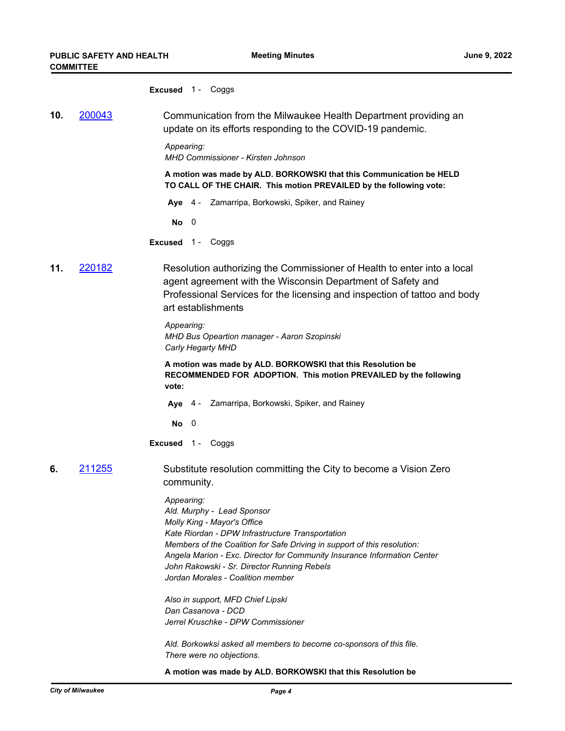**Excused** 1 - Coggs

**10.** [200043](200043) Communication from the Milwaukee Health Department providing an update on its efforts responding to the COVID-19 pandemic.

*Appearing:*
*MHD Commissioner - Kirsten Johnson*

**A motion was made by ALD. BORKOWSKI that this Communication be HELD TO CALL OF THE CHAIR. This motion PREVAILED by the following vote:**

**Aye** 4 - Zamarripa, Borkowski, Spiker, and Rainey

**No** 0

**Excused** 1 - Coggs

**11.** [220182](220182) Resolution authorizing the Commissioner of Health to enter into a local agent agreement with the Wisconsin Department of Safety and Professional Services for the licensing and inspection of tattoo and body art establishments

*Appearing:*
*MHD Bus Opeartion manager - Aaron Szopinski*
*Carly Hegarty MHD*

**A motion was made by ALD. BORKOWSKI that this Resolution be RECOMMENDED FOR ADOPTION. This motion PREVAILED by the following vote:**

**Aye** 4 - Zamarripa, Borkowski, Spiker, and Rainey

**No** 0

**Excused** 1 - Coggs

**6.** [211255](211255) Substitute resolution committing the City to become a Vision Zero community.

*Appearing:*
*Ald. Murphy - Lead Sponsor*
*Molly King - Mayor's Office*
*Kate Riordan - DPW Infrastructure Transportation*
*Members of the Coalition for Safe Driving in support of this resolution:*
*Angela Marion - Exc. Director for Community Insurance Information Center*
*John Rakowski - Sr. Director Running Rebels*
*Jordan Morales - Coalition member*

*Also in support, MFD Chief Lipski*
*Dan Casanova - DCD*
*Jerrel Kruschke - DPW Commissioner*

*Ald. Borkowksi asked all members to become co-sponsors of this file.*
*There were no objections.*

**A motion was made by ALD. BORKOWSKI that this Resolution be**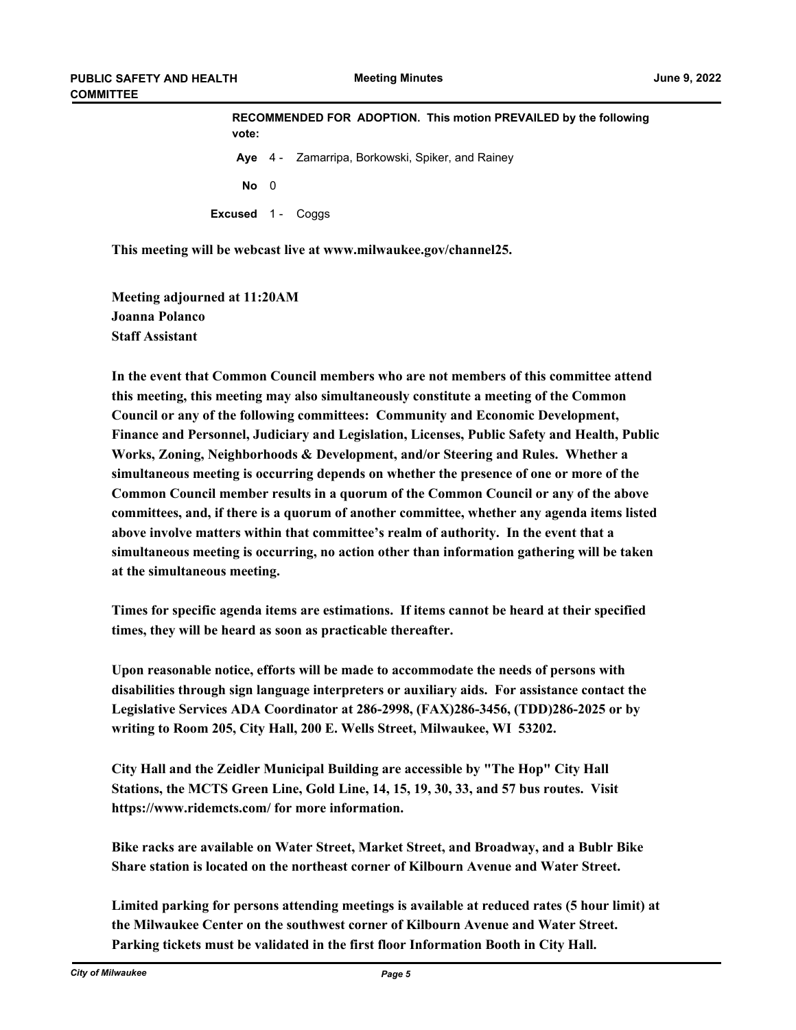**RECOMMENDED FOR ADOPTION. This motion PREVAILED by the following vote:**

**Aye** 4 - Zamarripa, Borkowski, Spiker, and Rainey

**No** 0

**Excused** 1 - Coggs

**This meeting will be webcast live at www.milwaukee.gov/channel25.**

**Meeting adjourned at 11:20AM**
**Joanna Polanco**
**Staff Assistant**

**In the event that Common Council members who are not members of this committee attend this meeting, this meeting may also simultaneously constitute a meeting of the Common Council or any of the following committees: Community and Economic Development, Finance and Personnel, Judiciary and Legislation, Licenses, Public Safety and Health, Public Works, Zoning, Neighborhoods & Development, and/or Steering and Rules. Whether a simultaneous meeting is occurring depends on whether the presence of one or more of the Common Council member results in a quorum of the Common Council or any of the above committees, and, if there is a quorum of another committee, whether any agenda items listed above involve matters within that committee's realm of authority. In the event that a simultaneous meeting is occurring, no action other than information gathering will be taken at the simultaneous meeting.**

**Times for specific agenda items are estimations. If items cannot be heard at their specified times, they will be heard as soon as practicable thereafter.**

**Upon reasonable notice, efforts will be made to accommodate the needs of persons with disabilities through sign language interpreters or auxiliary aids. For assistance contact the Legislative Services ADA Coordinator at 286-2998, (FAX)286-3456, (TDD)286-2025 or by writing to Room 205, City Hall, 200 E. Wells Street, Milwaukee, WI 53202.**

**City Hall and the Zeidler Municipal Building are accessible by "The Hop" City Hall Stations, the MCTS Green Line, Gold Line, 14, 15, 19, 30, 33, and 57 bus routes. Visit https://www.ridemcts.com/ for more information.**

**Bike racks are available on Water Street, Market Street, and Broadway, and a Bublr Bike Share station is located on the northeast corner of Kilbourn Avenue and Water Street.**

**Limited parking for persons attending meetings is available at reduced rates (5 hour limit) at the Milwaukee Center on the southwest corner of Kilbourn Avenue and Water Street. Parking tickets must be validated in the first floor Information Booth in City Hall.**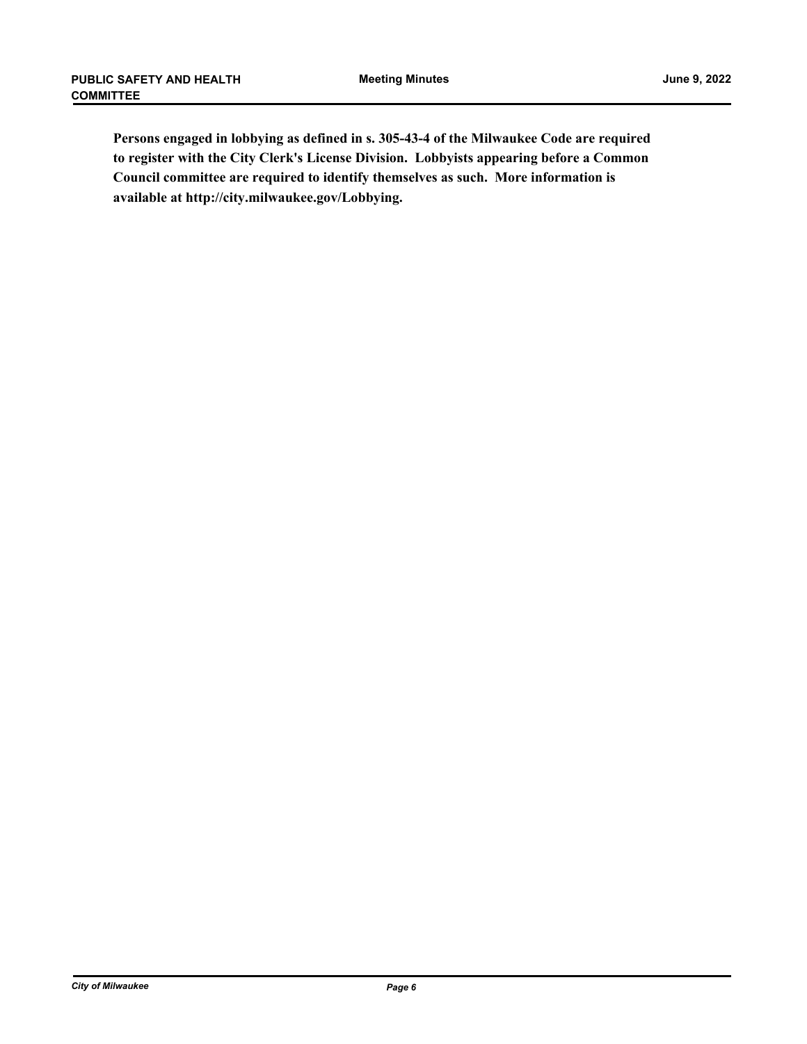**Persons engaged in lobbying as defined in s. 305-43-4 of the Milwaukee Code are required to register with the City Clerk's License Division. Lobbyists appearing before a Common Council committee are required to identify themselves as such. More information is available at http://city.milwaukee.gov/Lobbying.**